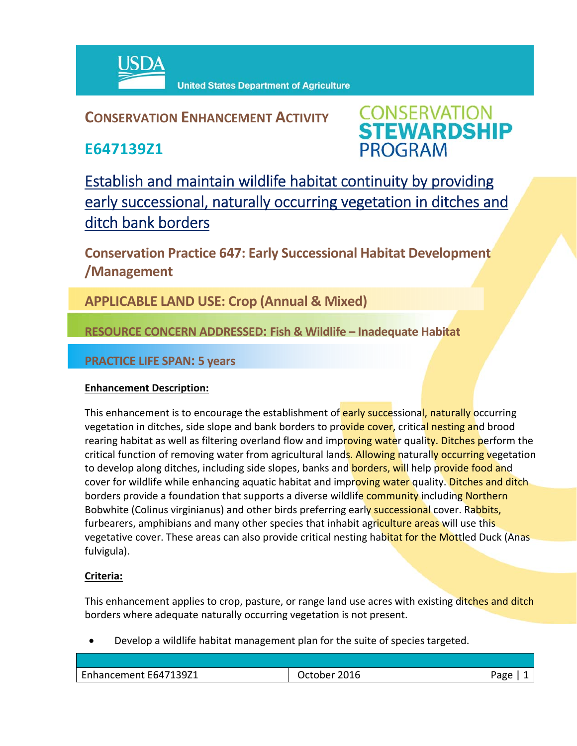USDA United States Department of Agriculture

# CONSERVATION ENHANCEMENT ACTIVITY

## E647139Z1

CONSERVATION STEWARDSHIP PROGRAM

# Establish and maintain wildlife habitat continuity by providing early successional, naturally occurring vegetation in ditches and ditch bank borders

## Conservation Practice 647: Early Successional Habitat Development /Management

**APPLICABLE LAND USE: Crop (Annual & Mixed)**

**RESOURCE CONCERN ADDRESSED: Fish & Wildlife – Inadequate Habitat**

**PRACTICE LIFE SPAN: 5 years**

**Enhancement Description:**

This enhancement is to encourage the establishment of early successional, naturally occurring vegetation in ditches, side slope and bank borders to provide cover, critical nesting and brood rearing habitat as well as filtering overland flow and improving water quality. Ditches perform the critical function of removing water from agricultural lands. Allowing naturally occurring vegetation to develop along ditches, including side slopes, banks and borders, will help provide food and cover for wildlife while enhancing aquatic habitat and improving water quality. Ditches and ditch borders provide a foundation that supports a diverse wildlife community including Northern Bobwhite (Colinus virginianus) and other birds preferring early successional cover. Rabbits, furbearers, amphibians and many other species that inhabit agriculture areas will use this vegetative cover. These areas can also provide critical nesting habitat for the Mottled Duck (Anas fulvigula).

**Criteria:**

This enhancement applies to crop, pasture, or range land use acres with existing ditches and ditch borders where adequate naturally occurring vegetation is not present.

- Develop a wildlife habitat management plan for the suite of species targeted.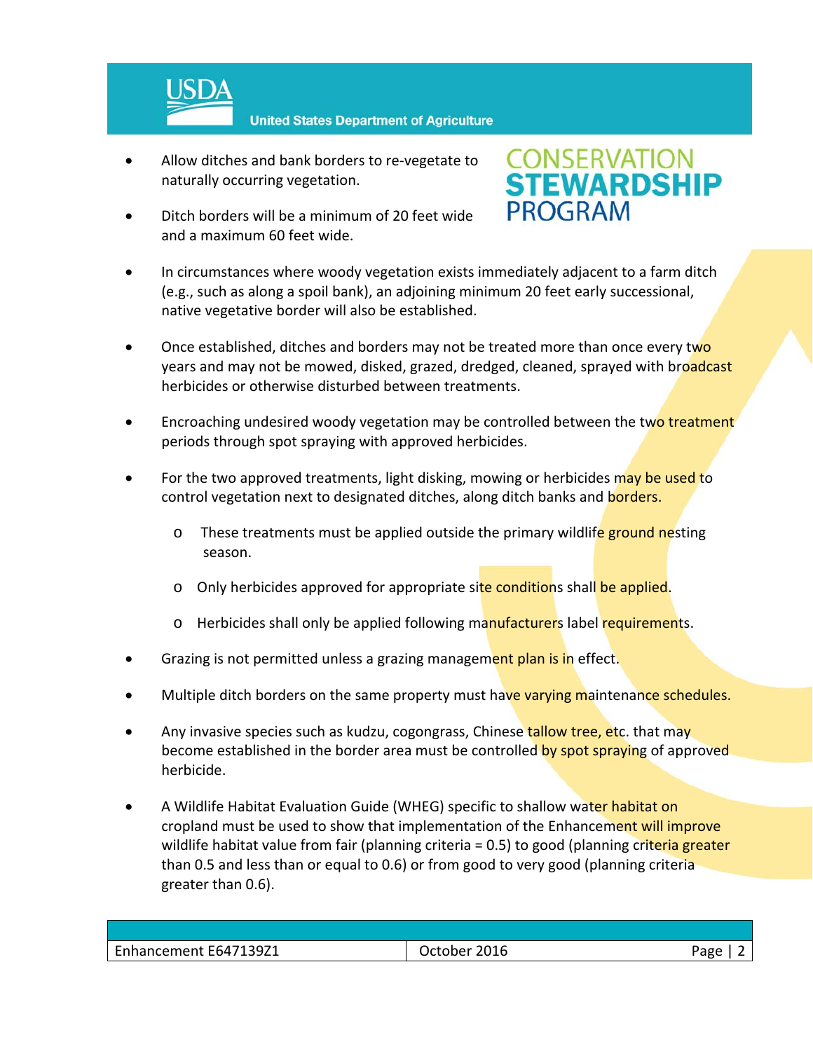- Allow ditches and bank borders to re-vegetate to naturally occurring vegetation.

- Ditch borders will be a minimum of 20 feet wide and a maximum 60 feet wide.

- In circumstances where woody vegetation exists immediately adjacent to a farm ditch (e.g., such as along a spoil bank), an adjoining minimum 20 feet early successional, native vegetative border will also be established.

- Once established, ditches and borders may not be treated more than once every two years and may not be mowed, disked, grazed, dredged, cleaned, sprayed with broadcast herbicides or otherwise disturbed between treatments.

- Encroaching undesired woody vegetation may be controlled between the two treatment periods through spot spraying with approved herbicides.

- For the two approved treatments, light disking, mowing or herbicides may be used to control vegetation next to designated ditches, along ditch banks and borders.
  - These treatments must be applied outside the primary wildlife ground nesting season.
  - Only herbicides approved for appropriate site conditions shall be applied.
  - Herbicides shall only be applied following manufacturers label requirements.

- Grazing is not permitted unless a grazing management plan is in effect.

- Multiple ditch borders on the same property must have varying maintenance schedules.

- Any invasive species such as kudzu, cogongrass, Chinese tallow tree, etc. that may become established in the border area must be controlled by spot spraying of approved herbicide.

- A Wildlife Habitat Evaluation Guide (WHEG) specific to shallow water habitat on cropland must be used to show that implementation of the Enhancement will improve wildlife habitat value from fair (planning criteria = 0.5) to good (planning criteria greater than 0.5 and less than or equal to 0.6) or from good to very good (planning criteria greater than 0.6).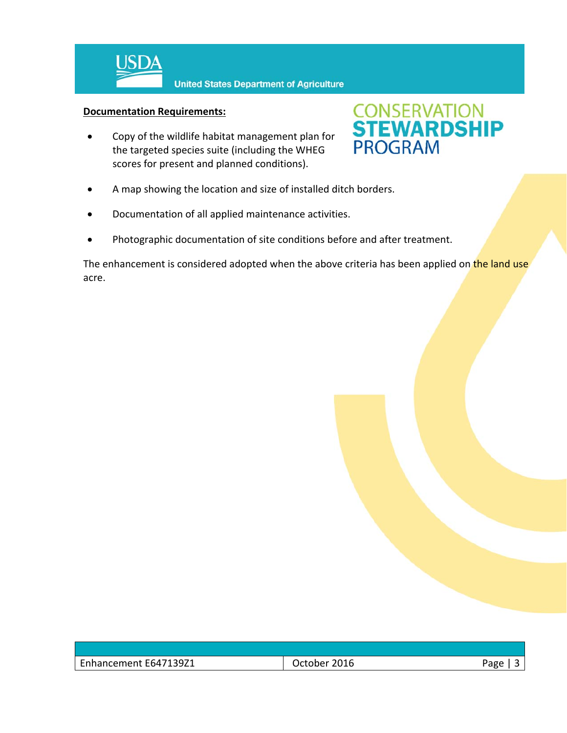**Documentation Requirements:**

- Copy of the wildlife habitat management plan for the targeted species suite (including the WHEG scores for present and planned conditions).
- A map showing the location and size of installed ditch borders.
- Documentation of all applied maintenance activities.
- Photographic documentation of site conditions before and after treatment.

The enhancement is considered adopted when the above criteria has been applied on the land use acre.